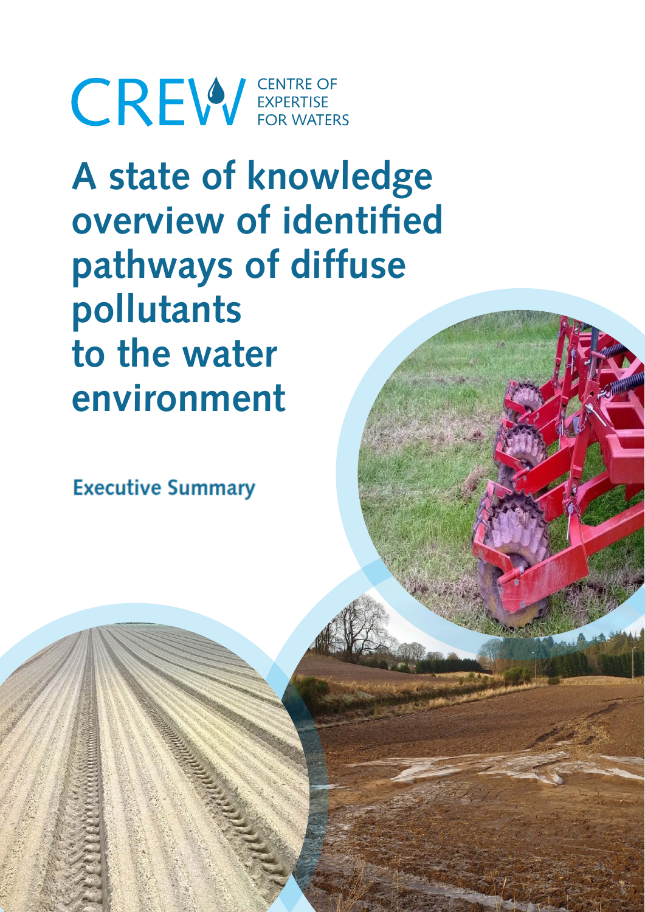CREW CENTRE OF EXPERTISE FOR WATERS

# A state of knowledge overview of identified pathways of diffuse pollutants to the water environment

## Executive Summary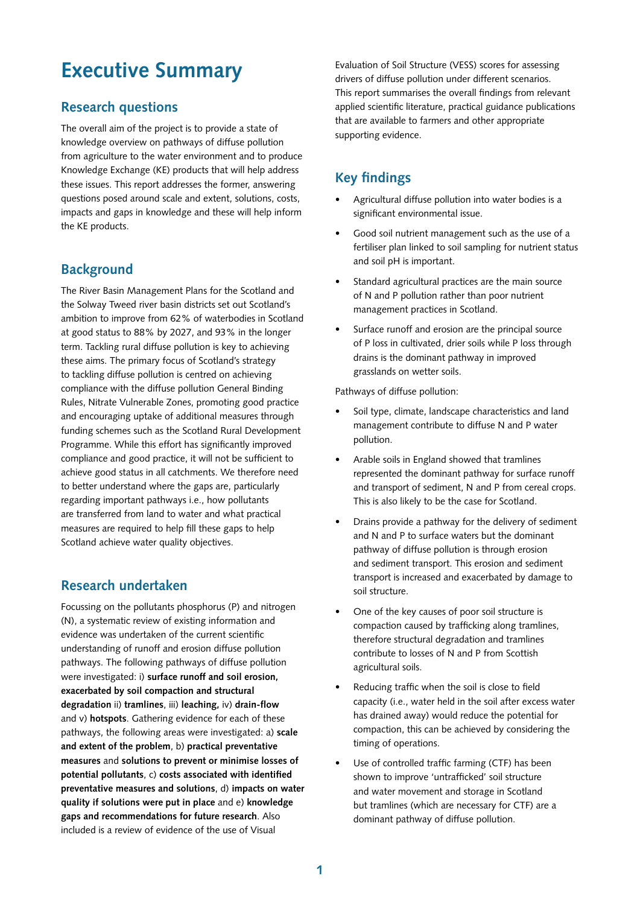# Executive Summary

## Research questions

The overall aim of the project is to provide a state of knowledge overview on pathways of diffuse pollution from agriculture to the water environment and to produce Knowledge Exchange (KE) products that will help address these issues. This report addresses the former, answering questions posed around scale and extent, solutions, costs, impacts and gaps in knowledge and these will help inform the KE products.

## Background

The River Basin Management Plans for the Scotland and the Solway Tweed river basin districts set out Scotland's ambition to improve from 62% of waterbodies in Scotland at good status to 88% by 2027, and 93% in the longer term. Tackling rural diffuse pollution is key to achieving these aims. The primary focus of Scotland's strategy to tackling diffuse pollution is centred on achieving compliance with the diffuse pollution General Binding Rules, Nitrate Vulnerable Zones, promoting good practice and encouraging uptake of additional measures through funding schemes such as the Scotland Rural Development Programme. While this effort has significantly improved compliance and good practice, it will not be sufficient to achieve good status in all catchments. We therefore need to better understand where the gaps are, particularly regarding important pathways i.e., how pollutants are transferred from land to water and what practical measures are required to help fill these gaps to help Scotland achieve water quality objectives.

## Research undertaken

Focussing on the pollutants phosphorus (P) and nitrogen (N), a systematic review of existing information and evidence was undertaken of the current scientific understanding of runoff and erosion diffuse pollution pathways. The following pathways of diffuse pollution were investigated: i) **surface runoff and soil erosion, exacerbated by soil compaction and structural degradation** ii) **tramlines**, iii) **leaching,** iv) **drain-flow** and v) **hotspots**. Gathering evidence for each of these pathways, the following areas were investigated: a) **scale and extent of the problem**, b) **practical preventative measures** and **solutions to prevent or minimise losses of potential pollutants**, c) **costs associated with identified preventative measures and solutions**, d) **impacts on water quality if solutions were put in place** and e) **knowledge gaps and recommendations for future research**. Also included is a review of evidence of the use of Visual Evaluation of Soil Structure (VESS) scores for assessing drivers of diffuse pollution under different scenarios. This report summarises the overall findings from relevant applied scientific literature, practical guidance publications that are available to farmers and other appropriate supporting evidence.

## Key findings

- Agricultural diffuse pollution into water bodies is a significant environmental issue.
- Good soil nutrient management such as the use of a fertiliser plan linked to soil sampling for nutrient status and soil pH is important.
- Standard agricultural practices are the main source of N and P pollution rather than poor nutrient management practices in Scotland.
- Surface runoff and erosion are the principal source of P loss in cultivated, drier soils while P loss through drains is the dominant pathway in improved grasslands on wetter soils.

Pathways of diffuse pollution:

- Soil type, climate, landscape characteristics and land management contribute to diffuse N and P water pollution.
- Arable soils in England showed that tramlines represented the dominant pathway for surface runoff and transport of sediment, N and P from cereal crops. This is also likely to be the case for Scotland.
- Drains provide a pathway for the delivery of sediment and N and P to surface waters but the dominant pathway of diffuse pollution is through erosion and sediment transport. This erosion and sediment transport is increased and exacerbated by damage to soil structure.
- One of the key causes of poor soil structure is compaction caused by trafficking along tramlines, therefore structural degradation and tramlines contribute to losses of N and P from Scottish agricultural soils.
- Reducing traffic when the soil is close to field capacity (i.e., water held in the soil after excess water has drained away) would reduce the potential for compaction, this can be achieved by considering the timing of operations.
- Use of controlled traffic farming (CTF) has been shown to improve 'untrafficked' soil structure and water movement and storage in Scotland but tramlines (which are necessary for CTF) are a dominant pathway of diffuse pollution.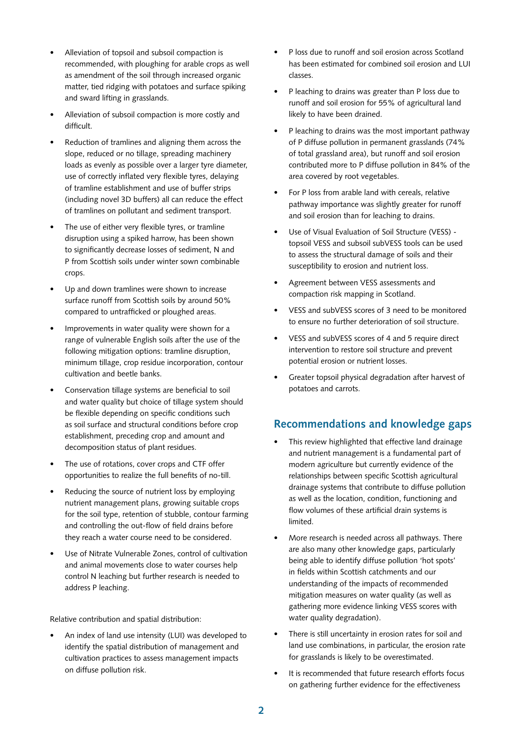- Alleviation of topsoil and subsoil compaction is recommended, with ploughing for arable crops as well as amendment of the soil through increased organic matter, tied ridging with potatoes and surface spiking and sward lifting in grasslands.
- Alleviation of subsoil compaction is more costly and difficult.
- Reduction of tramlines and aligning them across the slope, reduced or no tillage, spreading machinery loads as evenly as possible over a larger tyre diameter, use of correctly inflated very flexible tyres, delaying of tramline establishment and use of buffer strips (including novel 3D buffers) all can reduce the effect of tramlines on pollutant and sediment transport.
- The use of either very flexible tyres, or tramline disruption using a spiked harrow, has been shown to significantly decrease losses of sediment, N and P from Scottish soils under winter sown combinable crops.
- Up and down tramlines were shown to increase surface runoff from Scottish soils by around 50% compared to untrafficked or ploughed areas.
- Improvements in water quality were shown for a range of vulnerable English soils after the use of the following mitigation options: tramline disruption, minimum tillage, crop residue incorporation, contour cultivation and beetle banks.
- Conservation tillage systems are beneficial to soil and water quality but choice of tillage system should be flexible depending on specific conditions such as soil surface and structural conditions before crop establishment, preceding crop and amount and decomposition status of plant residues.
- The use of rotations, cover crops and CTF offer opportunities to realize the full benefits of no-till.
- Reducing the source of nutrient loss by employing nutrient management plans, growing suitable crops for the soil type, retention of stubble, contour farming and controlling the out-flow of field drains before they reach a water course need to be considered.
- Use of Nitrate Vulnerable Zones, control of cultivation and animal movements close to water courses help control N leaching but further research is needed to address P leaching.

Relative contribution and spatial distribution:

- An index of land use intensity (LUI) was developed to identify the spatial distribution of management and cultivation practices to assess management impacts on diffuse pollution risk.
- P loss due to runoff and soil erosion across Scotland has been estimated for combined soil erosion and LUI classes.
- P leaching to drains was greater than P loss due to runoff and soil erosion for 55% of agricultural land likely to have been drained.
- P leaching to drains was the most important pathway of P diffuse pollution in permanent grasslands (74% of total grassland area), but runoff and soil erosion contributed more to P diffuse pollution in 84% of the area covered by root vegetables.
- For P loss from arable land with cereals, relative pathway importance was slightly greater for runoff and soil erosion than for leaching to drains.
- Use of Visual Evaluation of Soil Structure (VESS) - topsoil VESS and subsoil subVESS tools can be used to assess the structural damage of soils and their susceptibility to erosion and nutrient loss.
- Agreement between VESS assessments and compaction risk mapping in Scotland.
- VESS and subVESS scores of 3 need to be monitored to ensure no further deterioration of soil structure.
- VESS and subVESS scores of 4 and 5 require direct intervention to restore soil structure and prevent potential erosion or nutrient losses.
- Greater topsoil physical degradation after harvest of potatoes and carrots.

## Recommendations and knowledge gaps

- This review highlighted that effective land drainage and nutrient management is a fundamental part of modern agriculture but currently evidence of the relationships between specific Scottish agricultural drainage systems that contribute to diffuse pollution as well as the location, condition, functioning and flow volumes of these artificial drain systems is limited.
- More research is needed across all pathways. There are also many other knowledge gaps, particularly being able to identify diffuse pollution 'hot spots' in fields within Scottish catchments and our understanding of the impacts of recommended mitigation measures on water quality (as well as gathering more evidence linking VESS scores with water quality degradation).
- There is still uncertainty in erosion rates for soil and land use combinations, in particular, the erosion rate for grasslands is likely to be overestimated.
- It is recommended that future research efforts focus on gathering further evidence for the effectiveness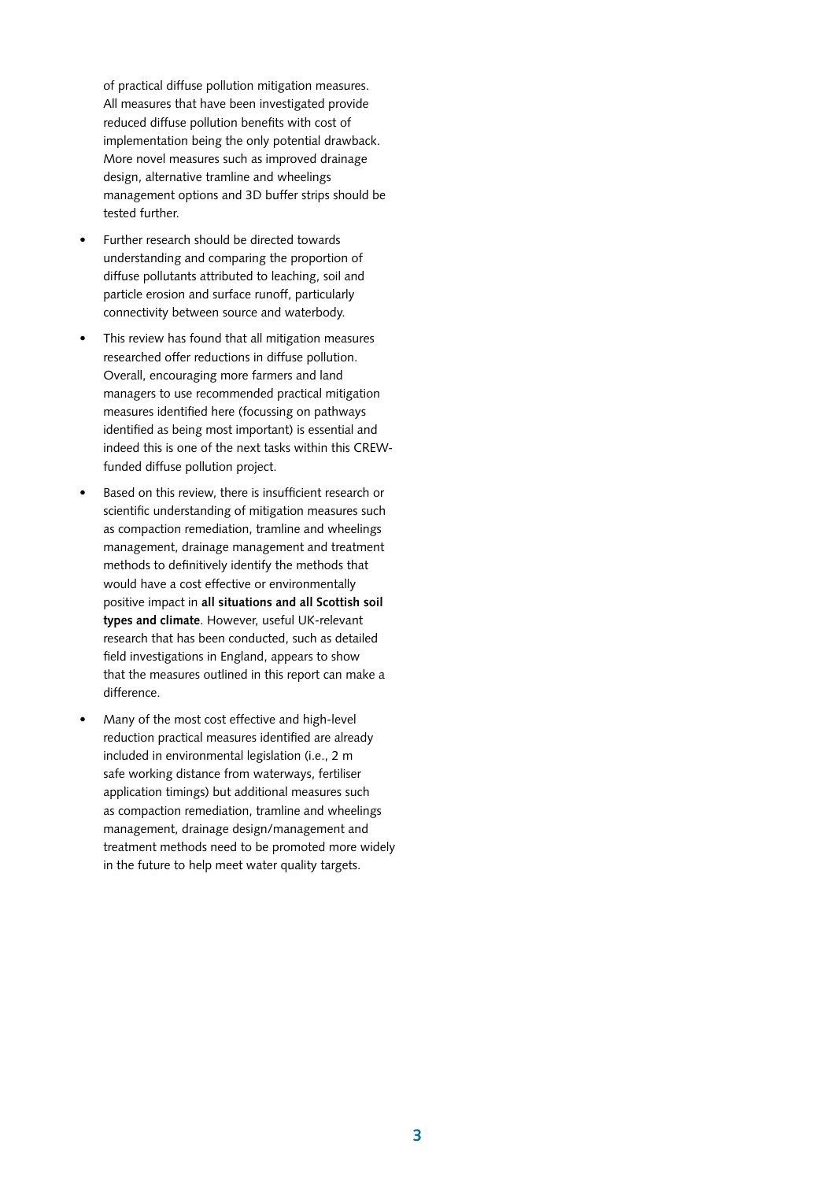of practical diffuse pollution mitigation measures. All measures that have been investigated provide reduced diffuse pollution benefits with cost of implementation being the only potential drawback. More novel measures such as improved drainage design, alternative tramline and wheelings management options and 3D buffer strips should be tested further.

- Further research should be directed towards understanding and comparing the proportion of diffuse pollutants attributed to leaching, soil and particle erosion and surface runoff, particularly connectivity between source and waterbody.
- This review has found that all mitigation measures researched offer reductions in diffuse pollution. Overall, encouraging more farmers and land managers to use recommended practical mitigation measures identified here (focussing on pathways identified as being most important) is essential and indeed this is one of the next tasks within this CREW-funded diffuse pollution project.
- Based on this review, there is insufficient research or scientific understanding of mitigation measures such as compaction remediation, tramline and wheelings management, drainage management and treatment methods to definitively identify the methods that would have a cost effective or environmentally positive impact in **all situations and all Scottish soil types and climate**. However, useful UK-relevant research that has been conducted, such as detailed field investigations in England, appears to show that the measures outlined in this report can make a difference.
- Many of the most cost effective and high-level reduction practical measures identified are already included in environmental legislation (i.e., 2 m safe working distance from waterways, fertiliser application timings) but additional measures such as compaction remediation, tramline and wheelings management, drainage design/management and treatment methods need to be promoted more widely in the future to help meet water quality targets.